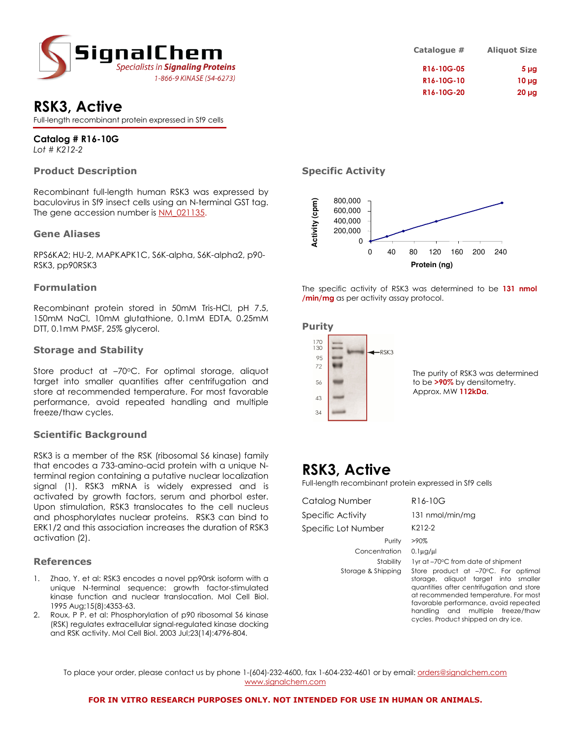SignalChem
*Specialists in Signaling Proteins*
1-866-9 KINASE (54-6273)

| Catalogue # | Aliquot Size |
|---|---|
| R16-10G-05 | 5 µg |
| R16-10G-10 | 10 µg |
| R16-10G-20 | 20 µg |

# RSK3, Active

Full-length recombinant protein expressed in Sf9 cells

**Catalog # R16-10G**
*Lot # K212-2*

## Product Description

Recombinant full-length human RSK3 was expressed by baculovirus in Sf9 insect cells using an N-terminal GST tag. The gene accession number is NM_021135.

## Gene Aliases

RPS6KA2; HU-2, MAPKAPK1C, S6K-alpha, S6K-alpha2, p90-RSK3, pp90RSK3

## Formulation

Recombinant protein stored in 50mM Tris-HCl, pH 7.5, 150mM NaCl, 10mM glutathione, 0.1mM EDTA, 0.25mM DTT, 0.1mM PMSF, 25% glycerol.

## Storage and Stability

Store product at –70°C. For optimal storage, aliquot target into smaller quantities after centrifugation and store at recommended temperature. For most favorable performance, avoid repeated handling and multiple freeze/thaw cycles.

## Scientific Background

RSK3 is a member of the RSK (ribosomal S6 kinase) family that encodes a 733-amino-acid protein with a unique N-terminal region containing a putative nuclear localization signal (1). RSK3 mRNA is widely expressed and is activated by growth factors, serum and phorbol ester. Upon stimulation, RSK3 translocates to the cell nucleus and phosphorylates nuclear proteins. RSK3 can bind to ERK1/2 and this association increases the duration of RSK3 activation (2).

## References

1. Zhao, Y. et al: RSK3 encodes a novel pp90rsk isoform with a unique N-terminal sequence: growth factor-stimulated kinase function and nuclear translocation. Mol Cell Biol. 1995 Aug;15(8):4353-63.
2. Roux, P P. et al: Phosphorylation of p90 ribosomal S6 kinase (RSK) regulates extracellular signal-regulated kinase docking and RSK activity. Mol Cell Biol. 2003 Jul;23(14):4796-804.

## Specific Activity

The specific activity of RSK3 was determined to be **131 nmol /min/mg** as per activity assay protocol.

## Purity

The purity of RSK3 was determined to be **>90%** by densitometry. Approx. MW **112kDa**.

# RSK3, Active

Full-length recombinant protein expressed in Sf9 cells

| | |
|---|---|
| Catalog Number | R16-10G |
| Specific Activity | 131 nmol/min/mg |
| Specific Lot Number | K212-2 |
| Purity | >90% |
| Concentration | 0.1µg/µl |
| Stability | 1yr at –70°C from date of shipment |
| Storage & Shipping | Store product at –70°C. For optimal storage, aliquot target into smaller quantities after centrifugation and store at recommended temperature. For most favorable performance, avoid repeated handling and multiple freeze/thaw cycles. Product shipped on dry ice. |

To place your order, please contact us by phone 1-(604)-232-4600, fax 1-604-232-4601 or by email: orders@signalchem.com
www.signalchem.com

**FOR IN VITRO RESEARCH PURPOSES ONLY. NOT INTENDED FOR USE IN HUMAN OR ANIMALS.**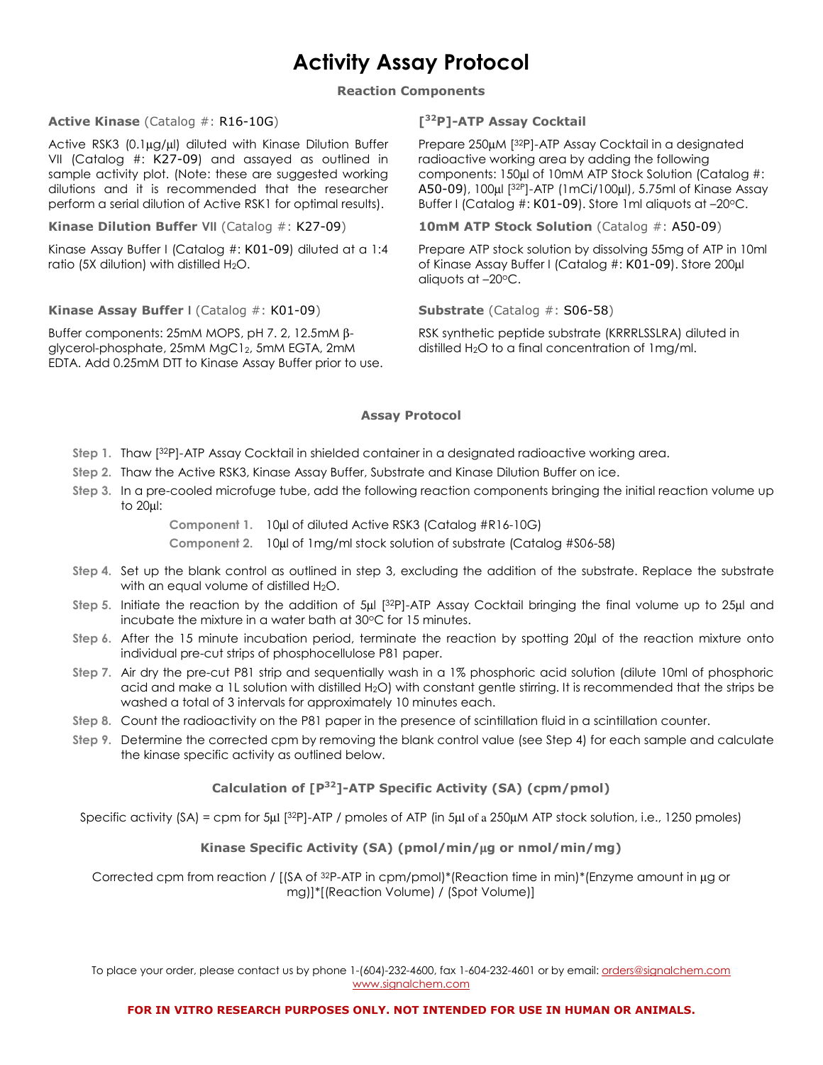# Activity Assay Protocol

## Reaction Components

**Active Kinase** (Catalog #: R16-10G)

Active RSK3 (0.1µg/µl) diluted with Kinase Dilution Buffer VII (Catalog #: K27-09) and assayed as outlined in sample activity plot. (Note: these are suggested working dilutions and it is recommended that the researcher perform a serial dilution of Active RSK1 for optimal results).

**Kinase Dilution Buffer VII** (Catalog #: K27-09)

Kinase Assay Buffer I (Catalog #: K01-09) diluted at a 1:4 ratio (5X dilution) with distilled $H_2O$.

**Kinase Assay Buffer I** (Catalog #: K01-09)

Buffer components: 25mM MOPS, pH 7. 2, 12.5mM β-glycerol-phosphate, 25mM $MgC1_2$, 5mM EGTA, 2mM EDTA. Add 0.25mM DTT to Kinase Assay Buffer prior to use.

**[$^{32}$P]-ATP Assay Cocktail**

Prepare 250µM [$^{32}$P]-ATP Assay Cocktail in a designated radioactive working area by adding the following components: 150µl of 10mM ATP Stock Solution (Catalog #: A50-09), 100µl [$^{32}$P]-ATP (1mCi/100µl), 5.75ml of Kinase Assay Buffer I (Catalog #: K01-09). Store 1ml aliquots at –20°C.

**10mM ATP Stock Solution** (Catalog #: A50-09)

Prepare ATP stock solution by dissolving 55mg of ATP in 10ml of Kinase Assay Buffer I (Catalog #: K01-09). Store 200µl aliquots at –20°C.

**Substrate** (Catalog #: S06-58)

RSK synthetic peptide substrate (KRRRLSSLRA) diluted in distilled $H_2O$ to a final concentration of 1mg/ml.

## Assay Protocol

**Step 1.** Thaw [$^{32}$P]-ATP Assay Cocktail in shielded container in a designated radioactive working area.

**Step 2.** Thaw the Active RSK3, Kinase Assay Buffer, Substrate and Kinase Dilution Buffer on ice.

**Step 3.** In a pre-cooled microfuge tube, add the following reaction components bringing the initial reaction volume up to 20µl:

- **Component 1.** 10µl of diluted Active RSK3 (Catalog #R16-10G)
- **Component 2.** 10µl of 1mg/ml stock solution of substrate (Catalog #S06-58)

**Step 4.** Set up the blank control as outlined in step 3, excluding the addition of the substrate. Replace the substrate with an equal volume of distilled $H_2O$.

**Step 5.** Initiate the reaction by the addition of 5µl [$^{32}$P]-ATP Assay Cocktail bringing the final volume up to 25µl and incubate the mixture in a water bath at 30°C for 15 minutes.

**Step 6.** After the 15 minute incubation period, terminate the reaction by spotting 20µl of the reaction mixture onto individual pre-cut strips of phosphocellulose P81 paper.

**Step 7.** Air dry the pre-cut P81 strip and sequentially wash in a 1% phosphoric acid solution (dilute 10ml of phosphoric acid and make a 1L solution with distilled $H_2O$) with constant gentle stirring. It is recommended that the strips be washed a total of 3 intervals for approximately 10 minutes each.

**Step 8.** Count the radioactivity on the P81 paper in the presence of scintillation fluid in a scintillation counter.

**Step 9.** Determine the corrected cpm by removing the blank control value (see Step 4) for each sample and calculate the kinase specific activity as outlined below.

### Calculation of [$P^{32}$]-ATP Specific Activity (SA) (cpm/pmol)

Specific activity (SA) = cpm for 5µl [$^{32}$P]-ATP / pmoles of ATP (in 5µl of a 250µM ATP stock solution, i.e., 1250 pmoles)

### Kinase Specific Activity (SA) (pmol/min/µg or nmol/min/mg)

Corrected cpm from reaction / [(SA of $^{32}$P-ATP in cpm/pmol)*(Reaction time in min)*(Enzyme amount in µg or mg)]*[(Reaction Volume) / (Spot Volume)]

To place your order, please contact us by phone 1-(604)-232-4600, fax 1-604-232-4601 or by email: orders@signalchem.com
www.signalchem.com

**FOR IN VITRO RESEARCH PURPOSES ONLY. NOT INTENDED FOR USE IN HUMAN OR ANIMALS.**